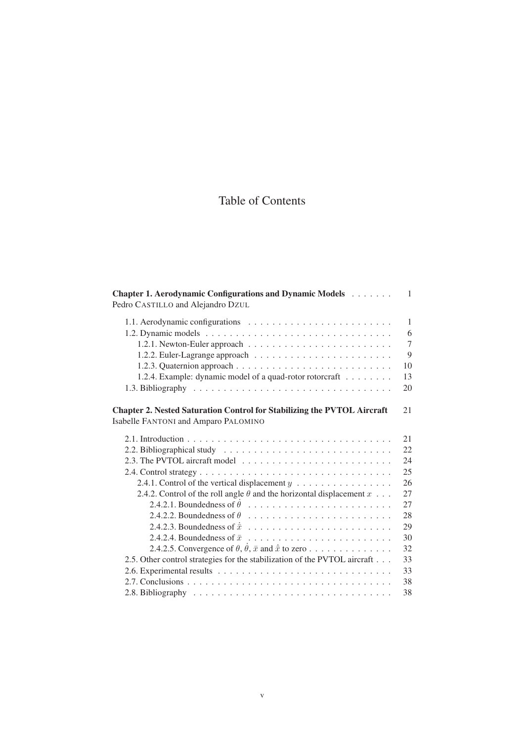# Table of Contents

**Chapter 1. Aerodynamic Configurations and Dynamic Models** . . . . . . . 1
Pedro CASTILLO and Alejandro DZUL

- 1.1. Aerodynamic configurations . . . . . . . . . . . . . . . . . . . . . . . . 1
- 1.2. Dynamic models . . . . . . . . . . . . . . . . . . . . . . . . . . . . . . 6
  - 1.2.1. Newton-Euler approach . . . . . . . . . . . . . . . . . . . . . . . 7
  - 1.2.2. Euler-Lagrange approach . . . . . . . . . . . . . . . . . . . . . . 9
  - 1.2.3. Quaternion approach . . . . . . . . . . . . . . . . . . . . . . . . 10
  - 1.2.4. Example: dynamic model of a quad-rotor rotorcraft . . . . . . . . 13
- 1.3. Bibliography . . . . . . . . . . . . . . . . . . . . . . . . . . . . . . . 20

**Chapter 2. Nested Saturation Control for Stabilizing the PVTOL Aircraft** 21
Isabelle FANTONI and Amparo PALOMINO

- 2.1. Introduction . . . . . . . . . . . . . . . . . . . . . . . . . . . . . . . 21
- 2.2. Bibliographical study . . . . . . . . . . . . . . . . . . . . . . . . . . 22
- 2.3. The PVTOL aircraft model . . . . . . . . . . . . . . . . . . . . . . . . 24
- 2.4. Control strategy . . . . . . . . . . . . . . . . . . . . . . . . . . . . . 25
  - 2.4.1. Control of the vertical displacement $y$ . . . . . . . . . . . . . . . 26
  - 2.4.2. Control of the roll angle $\theta$ and the horizontal displacement $x$ . . . 27
    - 2.4.2.1. Boundedness of $\dot{\theta}$ . . . . . . . . . . . . . . . . . . . . . 27
    - 2.4.2.2. Boundedness of $\theta$ . . . . . . . . . . . . . . . . . . . . . . 28
    - 2.4.2.3. Boundedness of $\dot{\bar{x}}$ . . . . . . . . . . . . . . . . . . . . . 29
    - 2.4.2.4. Boundedness of $\bar{x}$ . . . . . . . . . . . . . . . . . . . . . . 30
    - 2.4.2.5. Convergence of $\theta$, $\dot{\theta}$, $\bar{x}$ and $\dot{\bar{x}}$ to zero . . . . . . . . . . . . . 32
- 2.5. Other control strategies for the stabilization of the PVTOL aircraft . . . 33
- 2.6. Experimental results . . . . . . . . . . . . . . . . . . . . . . . . . . . 33
- 2.7. Conclusions . . . . . . . . . . . . . . . . . . . . . . . . . . . . . . . . 38
- 2.8. Bibliography . . . . . . . . . . . . . . . . . . . . . . . . . . . . . . . 38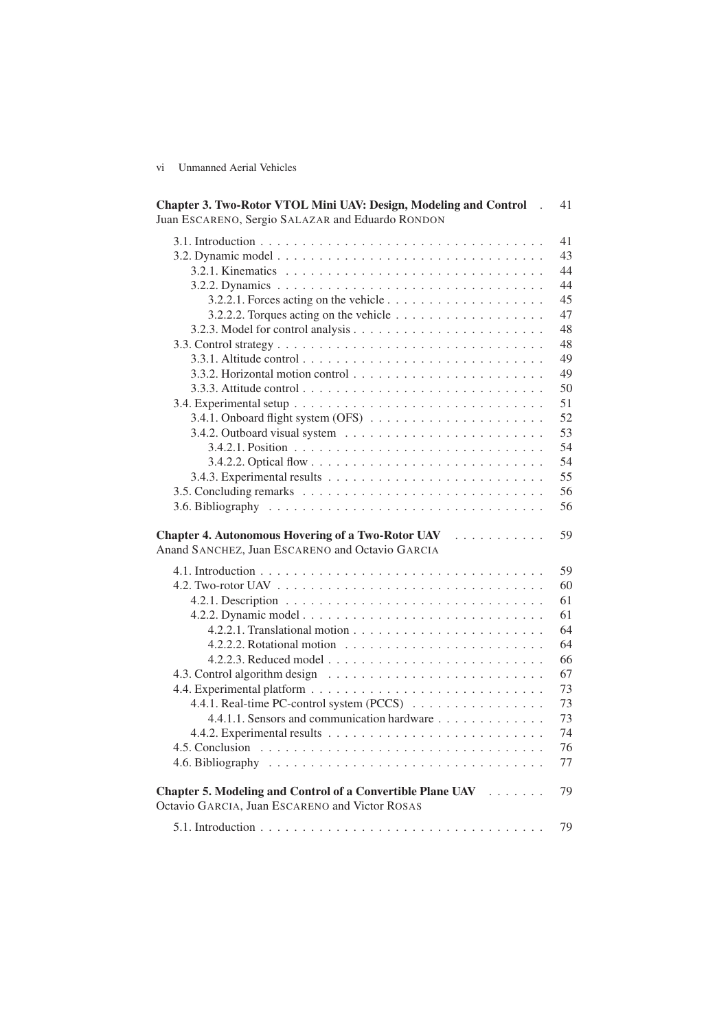**Chapter 3. Two-Rotor VTOL Mini UAV: Design, Modeling and Control** . 41
Juan ESCARENO, Sergio SALAZAR and Eduardo RONDON

- 3.1. Introduction . . . 41
- 3.2. Dynamic model . . . 43
  - 3.2.1. Kinematics . . . 44
  - 3.2.2. Dynamics . . . 44
    - 3.2.2.1. Forces acting on the vehicle . . . 45
    - 3.2.2.2. Torques acting on the vehicle . . . 47
  - 3.2.3. Model for control analysis . . . 48
- 3.3. Control strategy . . . 48
  - 3.3.1. Altitude control . . . 49
  - 3.3.2. Horizontal motion control . . . 49
  - 3.3.3. Attitude control . . . 50
- 3.4. Experimental setup . . . 51
  - 3.4.1. Onboard flight system (OFS) . . . 52
  - 3.4.2. Outboard visual system . . . 53
    - 3.4.2.1. Position . . . 54
    - 3.4.2.2. Optical flow . . . 54
  - 3.4.3. Experimental results . . . 55
- 3.5. Concluding remarks . . . 56
- 3.6. Bibliography . . . 56

**Chapter 4. Autonomous Hovering of a Two-Rotor UAV** . . . 59
Anand SANCHEZ, Juan ESCARENO and Octavio GARCIA

- 4.1. Introduction . . . 59
- 4.2. Two-rotor UAV . . . 60
  - 4.2.1. Description . . . 61
  - 4.2.2. Dynamic model . . . 61
    - 4.2.2.1. Translational motion . . . 64
    - 4.2.2.2. Rotational motion . . . 64
    - 4.2.2.3. Reduced model . . . 66
- 4.3. Control algorithm design . . . 67
- 4.4. Experimental platform . . . 73
  - 4.4.1. Real-time PC-control system (PCCS) . . . 73
    - 4.4.1.1. Sensors and communication hardware . . . 73
  - 4.4.2. Experimental results . . . 74
- 4.5. Conclusion . . . 76
- 4.6. Bibliography . . . 77

**Chapter 5. Modeling and Control of a Convertible Plane UAV** . . . 79
Octavio GARCIA, Juan ESCARENO and Victor ROSAS

- 5.1. Introduction . . . 79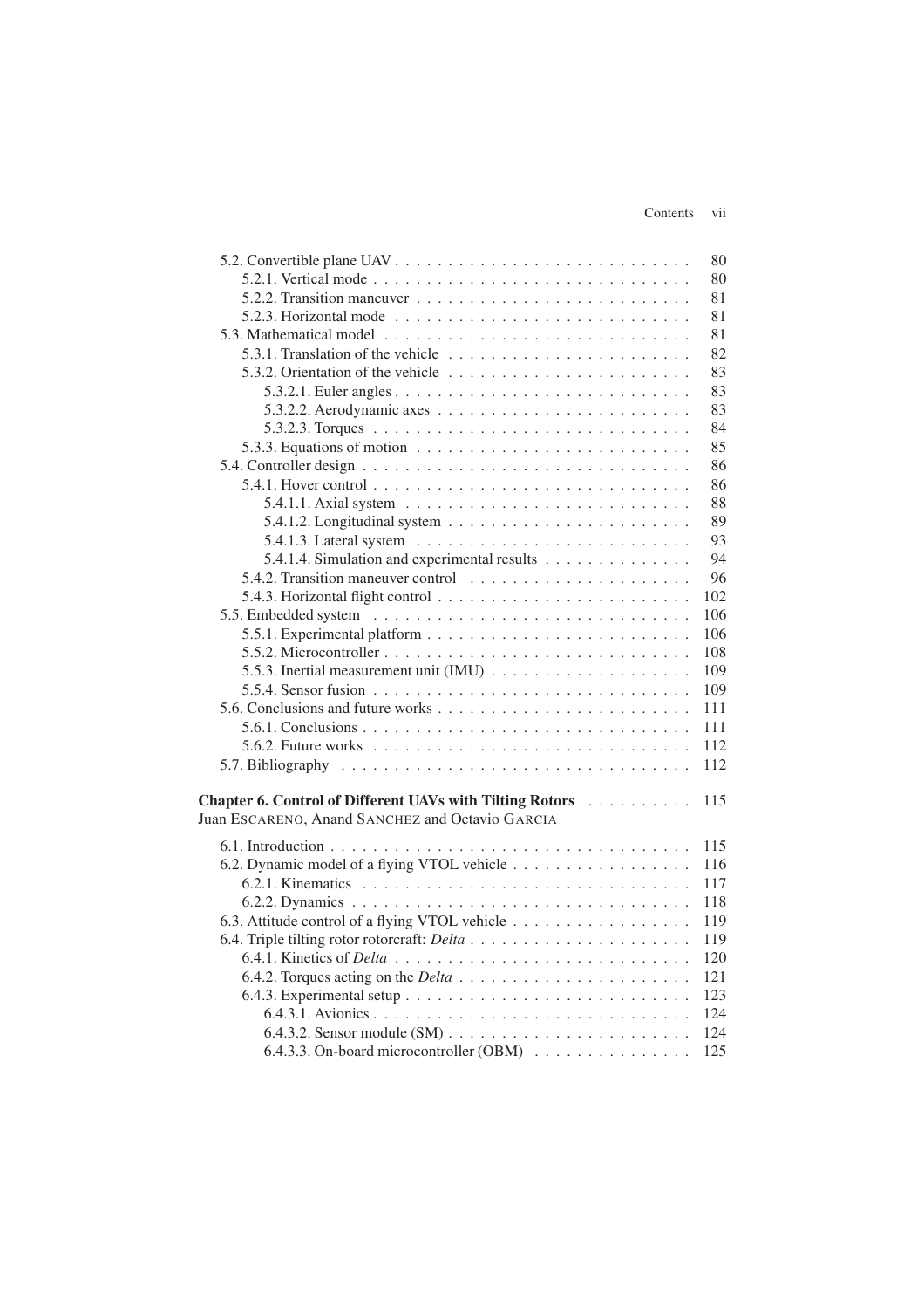5.2. Convertible plane UAV . . . . . . . . . . . . . . . . . . . . . . . . . . . 80
5.2.1. Vertical mode . . . . . . . . . . . . . . . . . . . . . . . . . . . . . 80
5.2.2. Transition maneuver . . . . . . . . . . . . . . . . . . . . . . . . . 81
5.2.3. Horizontal mode . . . . . . . . . . . . . . . . . . . . . . . . . . . 81
5.3. Mathematical model . . . . . . . . . . . . . . . . . . . . . . . . . . . . 81
5.3.1. Translation of the vehicle . . . . . . . . . . . . . . . . . . . . . . 82
5.3.2. Orientation of the vehicle . . . . . . . . . . . . . . . . . . . . . . 83
5.3.2.1. Euler angles . . . . . . . . . . . . . . . . . . . . . . . . . . 83
5.3.2.2. Aerodynamic axes . . . . . . . . . . . . . . . . . . . . . . . 83
5.3.2.3. Torques . . . . . . . . . . . . . . . . . . . . . . . . . . . . 84
5.3.3. Equations of motion . . . . . . . . . . . . . . . . . . . . . . . . . 85
5.4. Controller design . . . . . . . . . . . . . . . . . . . . . . . . . . . . . . 86
5.4.1. Hover control . . . . . . . . . . . . . . . . . . . . . . . . . . . . . 86
5.4.1.1. Axial system . . . . . . . . . . . . . . . . . . . . . . . . . 88
5.4.1.2. Longitudinal system . . . . . . . . . . . . . . . . . . . . . . 89
5.4.1.3. Lateral system . . . . . . . . . . . . . . . . . . . . . . . . . 93
5.4.1.4. Simulation and experimental results . . . . . . . . . . . . . 94
5.4.2. Transition maneuver control . . . . . . . . . . . . . . . . . . . . 96
5.4.3. Horizontal flight control . . . . . . . . . . . . . . . . . . . . . . . 102
5.5. Embedded system . . . . . . . . . . . . . . . . . . . . . . . . . . . . . 106
5.5.1. Experimental platform . . . . . . . . . . . . . . . . . . . . . . . . 106
5.5.2. Microcontroller . . . . . . . . . . . . . . . . . . . . . . . . . . . . 108
5.5.3. Inertial measurement unit (IMU) . . . . . . . . . . . . . . . . . . 109
5.5.4. Sensor fusion . . . . . . . . . . . . . . . . . . . . . . . . . . . . . 109
5.6. Conclusions and future works . . . . . . . . . . . . . . . . . . . . . . . 111
5.6.1. Conclusions . . . . . . . . . . . . . . . . . . . . . . . . . . . . . . 111
5.6.2. Future works . . . . . . . . . . . . . . . . . . . . . . . . . . . . . 112
5.7. Bibliography . . . . . . . . . . . . . . . . . . . . . . . . . . . . . . . . 112

**Chapter 6. Control of Different UAVs with Tilting Rotors** . . . . . . . . . . 115
Juan ESCARENO, Anand SANCHEZ and Octavio GARCIA

6.1. Introduction . . . . . . . . . . . . . . . . . . . . . . . . . . . . . . . . . 115
6.2. Dynamic model of a flying VTOL vehicle . . . . . . . . . . . . . . . . . 116
6.2.1. Kinematics . . . . . . . . . . . . . . . . . . . . . . . . . . . . . . 117
6.2.2. Dynamics . . . . . . . . . . . . . . . . . . . . . . . . . . . . . . . 118
6.3. Attitude control of a flying VTOL vehicle . . . . . . . . . . . . . . . . . 119
6.4. Triple tilting rotor rotorcraft: *Delta* . . . . . . . . . . . . . . . . . . . . . 119
6.4.1. Kinetics of *Delta* . . . . . . . . . . . . . . . . . . . . . . . . . . . 120
6.4.2. Torques acting on the *Delta* . . . . . . . . . . . . . . . . . . . . . 121
6.4.3. Experimental setup . . . . . . . . . . . . . . . . . . . . . . . . . . 123
6.4.3.1. Avionics . . . . . . . . . . . . . . . . . . . . . . . . . . . . 124
6.4.3.2. Sensor module (SM) . . . . . . . . . . . . . . . . . . . . . . 124
6.4.3.3. On-board microcontroller (OBM) . . . . . . . . . . . . . . . 125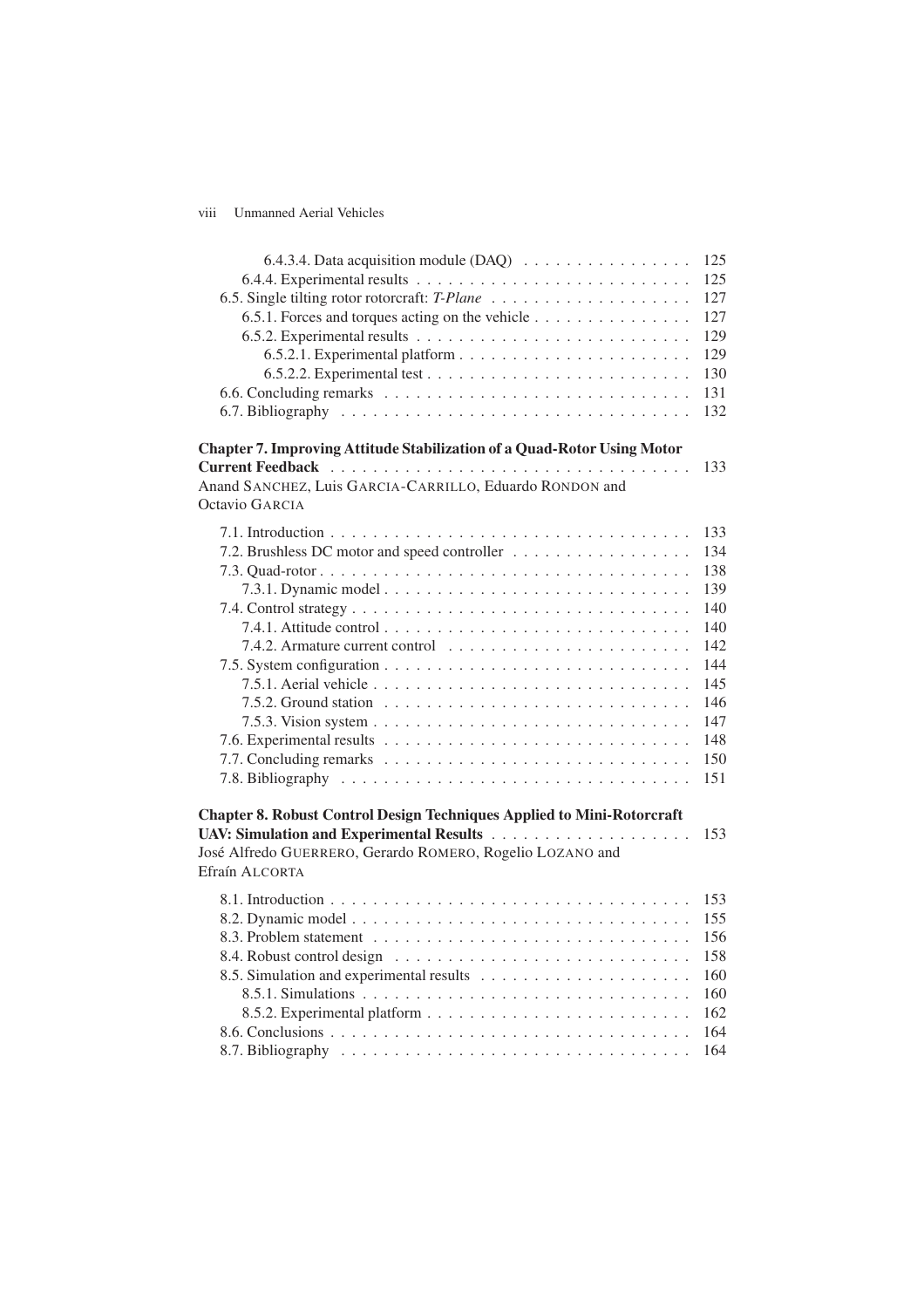6.4.3.4. Data acquisition module (DAQ) . . . . . . . . . . . . . . . . 125
6.4.4. Experimental results . . . . . . . . . . . . . . . . . . . . . . . . . . 125
6.5. Single tilting rotor rotorcraft: *T-Plane* . . . . . . . . . . . . . . . . . . . 127
6.5.1. Forces and torques acting on the vehicle . . . . . . . . . . . . . . . 127
6.5.2. Experimental results . . . . . . . . . . . . . . . . . . . . . . . . . . 129
6.5.2.1. Experimental platform . . . . . . . . . . . . . . . . . . . . . . 129
6.5.2.2. Experimental test . . . . . . . . . . . . . . . . . . . . . . . . . 130
6.6. Concluding remarks . . . . . . . . . . . . . . . . . . . . . . . . . . . . . 131
6.7. Bibliography . . . . . . . . . . . . . . . . . . . . . . . . . . . . . . . . 132

**Chapter 7. Improving Attitude Stabilization of a Quad-Rotor Using Motor Current Feedback** . . . . . . . . . . . . . . . . . . . . . . . . . . . . . . . . . . 133
Anand SANCHEZ, Luis GARCIA-CARRILLO, Eduardo RONDON and Octavio GARCIA

7.1. Introduction . . . . . . . . . . . . . . . . . . . . . . . . . . . . . . . . . 133
7.2. Brushless DC motor and speed controller . . . . . . . . . . . . . . . . . 134
7.3. Quad-rotor . . . . . . . . . . . . . . . . . . . . . . . . . . . . . . . . . . 138
7.3.1. Dynamic model . . . . . . . . . . . . . . . . . . . . . . . . . . . . 139
7.4. Control strategy . . . . . . . . . . . . . . . . . . . . . . . . . . . . . . . 140
7.4.1. Attitude control . . . . . . . . . . . . . . . . . . . . . . . . . . . . 140
7.4.2. Armature current control . . . . . . . . . . . . . . . . . . . . . . . 142
7.5. System configuration . . . . . . . . . . . . . . . . . . . . . . . . . . . . 144
7.5.1. Aerial vehicle . . . . . . . . . . . . . . . . . . . . . . . . . . . . . 145
7.5.2. Ground station . . . . . . . . . . . . . . . . . . . . . . . . . . . . 146
7.5.3. Vision system . . . . . . . . . . . . . . . . . . . . . . . . . . . . . 147
7.6. Experimental results . . . . . . . . . . . . . . . . . . . . . . . . . . . . 148
7.7. Concluding remarks . . . . . . . . . . . . . . . . . . . . . . . . . . . . . 150
7.8. Bibliography . . . . . . . . . . . . . . . . . . . . . . . . . . . . . . . . 151

**Chapter 8. Robust Control Design Techniques Applied to Mini-Rotorcraft UAV: Simulation and Experimental Results** . . . . . . . . . . . . . . . . . . 153
José Alfredo GUERRERO, Gerardo ROMERO, Rogelio LOZANO and Efraín ALCORTA

8.1. Introduction . . . . . . . . . . . . . . . . . . . . . . . . . . . . . . . . . 153
8.2. Dynamic model . . . . . . . . . . . . . . . . . . . . . . . . . . . . . . . 155
8.3. Problem statement . . . . . . . . . . . . . . . . . . . . . . . . . . . . . . 156
8.4. Robust control design . . . . . . . . . . . . . . . . . . . . . . . . . . . . 158
8.5. Simulation and experimental results . . . . . . . . . . . . . . . . . . . . 160
8.5.1. Simulations . . . . . . . . . . . . . . . . . . . . . . . . . . . . . . 160
8.5.2. Experimental platform . . . . . . . . . . . . . . . . . . . . . . . . . 162
8.6. Conclusions . . . . . . . . . . . . . . . . . . . . . . . . . . . . . . . . . 164
8.7. Bibliography . . . . . . . . . . . . . . . . . . . . . . . . . . . . . . . . 164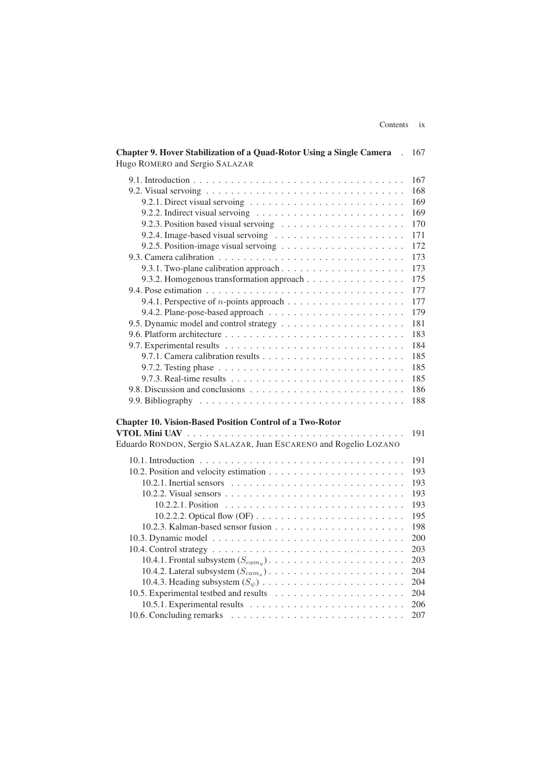**Chapter 9. Hover Stabilization of a Quad-Rotor Using a Single Camera** . 167
Hugo ROMERO and Sergio SALAZAR

- 9.1. Introduction . . . 167
- 9.2. Visual servoing . . . 168
  - 9.2.1. Direct visual servoing . . . 169
  - 9.2.2. Indirect visual servoing . . . 169
  - 9.2.3. Position based visual servoing . . . 170
  - 9.2.4. Image-based visual servoing . . . 171
  - 9.2.5. Position-image visual servoing . . . 172
- 9.3. Camera calibration . . . 173
  - 9.3.1. Two-plane calibration approach . . . 173
  - 9.3.2. Homogenous transformation approach . . . 175
- 9.4. Pose estimation . . . 177
  - 9.4.1. Perspective of $n$-points approach . . . 177
  - 9.4.2. Plane-pose-based approach . . . 179
- 9.5. Dynamic model and control strategy . . . 181
- 9.6. Platform architecture . . . 183
- 9.7. Experimental results . . . 184
  - 9.7.1. Camera calibration results . . . 185
  - 9.7.2. Testing phase . . . 185
  - 9.7.3. Real-time results . . . 185
- 9.8. Discussion and conclusions . . . 186
- 9.9. Bibliography . . . 188

**Chapter 10. Vision-Based Position Control of a Two-Rotor VTOL Mini UAV** . . . 191
Eduardo RONDON, Sergio SALAZAR, Juan ESCARENO and Rogelio LOZANO

- 10.1. Introduction . . . 191
- 10.2. Position and velocity estimation . . . 193
  - 10.2.1. Inertial sensors . . . 193
  - 10.2.2. Visual sensors . . . 193
    - 10.2.2.1. Position . . . 193
    - 10.2.2.2. Optical flow (OF) . . . 195
  - 10.2.3. Kalman-based sensor fusion . . . 198
- 10.3. Dynamic model . . . 200
- 10.4. Control strategy . . . 203
  - 10.4.1. Frontal subsystem ($S_{cam_y}$) . . . 203
  - 10.4.2. Lateral subsystem ($S_{cam_x}$) . . . 204
  - 10.4.3. Heading subsystem ($S_{\psi}$) . . . 204
- 10.5. Experimental testbed and results . . . 204
  - 10.5.1. Experimental results . . . 206
- 10.6. Concluding remarks . . . 207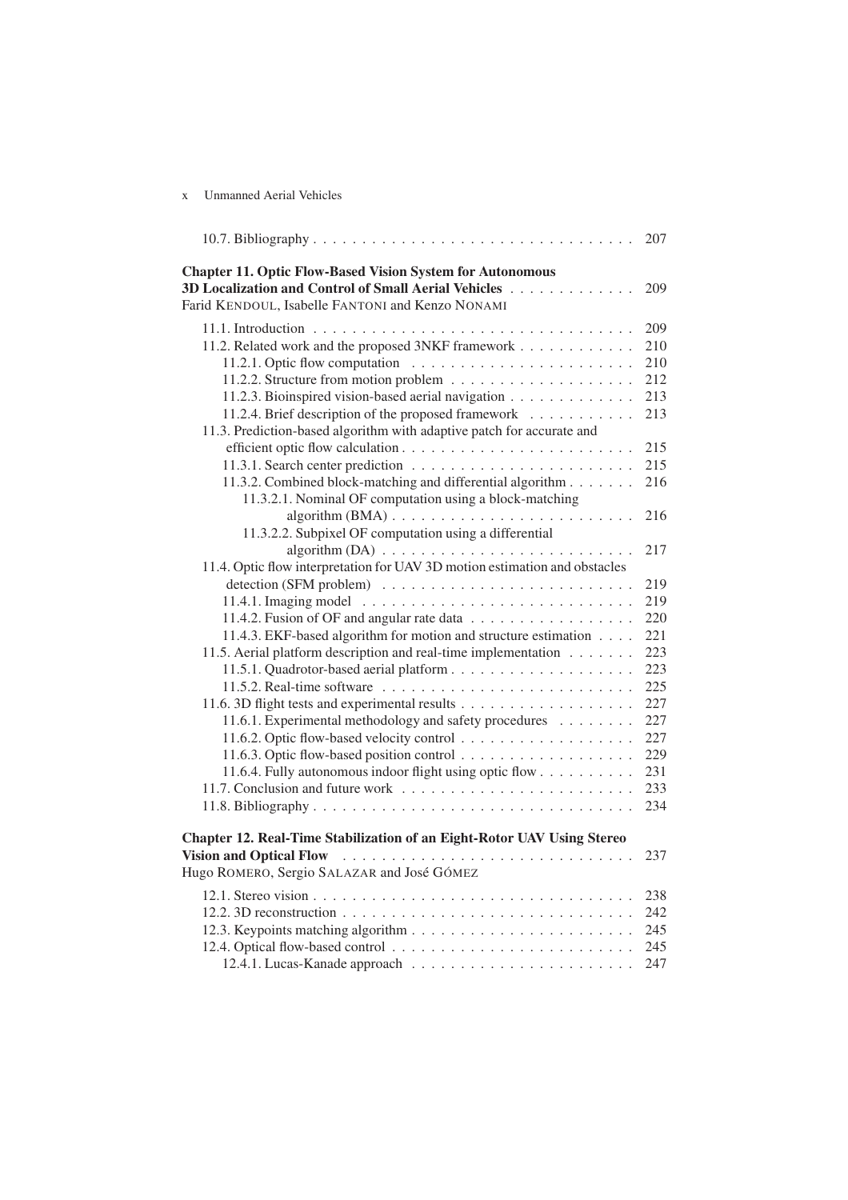10.7. Bibliography . . . . . . . . . . . . . . . . . . . . . . . . . . . . . . . . 207

**Chapter 11. Optic Flow-Based Vision System for Autonomous 3D Localization and Control of Small Aerial Vehicles** . . . . . . . . . . . . . 209
Farid KENDOUL, Isabelle FANTONI and Kenzo NONAMI

11.1. Introduction . . . . . . . . . . . . . . . . . . . . . . . . . . . . . . . . . 209
11.2. Related work and the proposed 3NKF framework . . . . . . . . . . . . 210
11.2.1. Optic flow computation . . . . . . . . . . . . . . . . . . . . . . . 210
11.2.2. Structure from motion problem . . . . . . . . . . . . . . . . . . . 212
11.2.3. Bioinspired vision-based aerial navigation . . . . . . . . . . . . . 213
11.2.4. Brief description of the proposed framework . . . . . . . . . . . 213
11.3. Prediction-based algorithm with adaptive patch for accurate and efficient optic flow calculation . . . . . . . . . . . . . . . . . . . . . . . . 215
11.3.1. Search center prediction . . . . . . . . . . . . . . . . . . . . . . . 215
11.3.2. Combined block-matching and differential algorithm . . . . . . . 216
11.3.2.1. Nominal OF computation using a block-matching algorithm (BMA) . . . . . . . . . . . . . . . . . . . . . . . . . 216
11.3.2.2. Subpixel OF computation using a differential algorithm (DA) . . . . . . . . . . . . . . . . . . . . . . . . . . 217
11.4. Optic flow interpretation for UAV 3D motion estimation and obstacles detection (SFM problem) . . . . . . . . . . . . . . . . . . . . . . . . . . 219
11.4.1. Imaging model . . . . . . . . . . . . . . . . . . . . . . . . . . . . 219
11.4.2. Fusion of OF and angular rate data . . . . . . . . . . . . . . . . . 220
11.4.3. EKF-based algorithm for motion and structure estimation . . . . 221
11.5. Aerial platform description and real-time implementation . . . . . . . 223
11.5.1. Quadrotor-based aerial platform . . . . . . . . . . . . . . . . . . . 223
11.5.2. Real-time software . . . . . . . . . . . . . . . . . . . . . . . . . . 225
11.6. 3D flight tests and experimental results . . . . . . . . . . . . . . . . . . 227
11.6.1. Experimental methodology and safety procedures . . . . . . . . 227
11.6.2. Optic flow-based velocity control . . . . . . . . . . . . . . . . . . 227
11.6.3. Optic flow-based position control . . . . . . . . . . . . . . . . . . 229
11.6.4. Fully autonomous indoor flight using optic flow . . . . . . . . . . 231
11.7. Conclusion and future work . . . . . . . . . . . . . . . . . . . . . . . . 233
11.8. Bibliography . . . . . . . . . . . . . . . . . . . . . . . . . . . . . . . . 234

**Chapter 12. Real-Time Stabilization of an Eight-Rotor UAV Using Stereo Vision and Optical Flow** . . . . . . . . . . . . . . . . . . . . . . . . . . . . 237
Hugo ROMERO, Sergio SALAZAR and José GÓMEZ

12.1. Stereo vision . . . . . . . . . . . . . . . . . . . . . . . . . . . . . . . . 238
12.2. 3D reconstruction . . . . . . . . . . . . . . . . . . . . . . . . . . . . . 242
12.3. Keypoints matching algorithm . . . . . . . . . . . . . . . . . . . . . . . 245
12.4. Optical flow-based control . . . . . . . . . . . . . . . . . . . . . . . . . 245
12.4.1. Lucas-Kanade approach . . . . . . . . . . . . . . . . . . . . . . . 247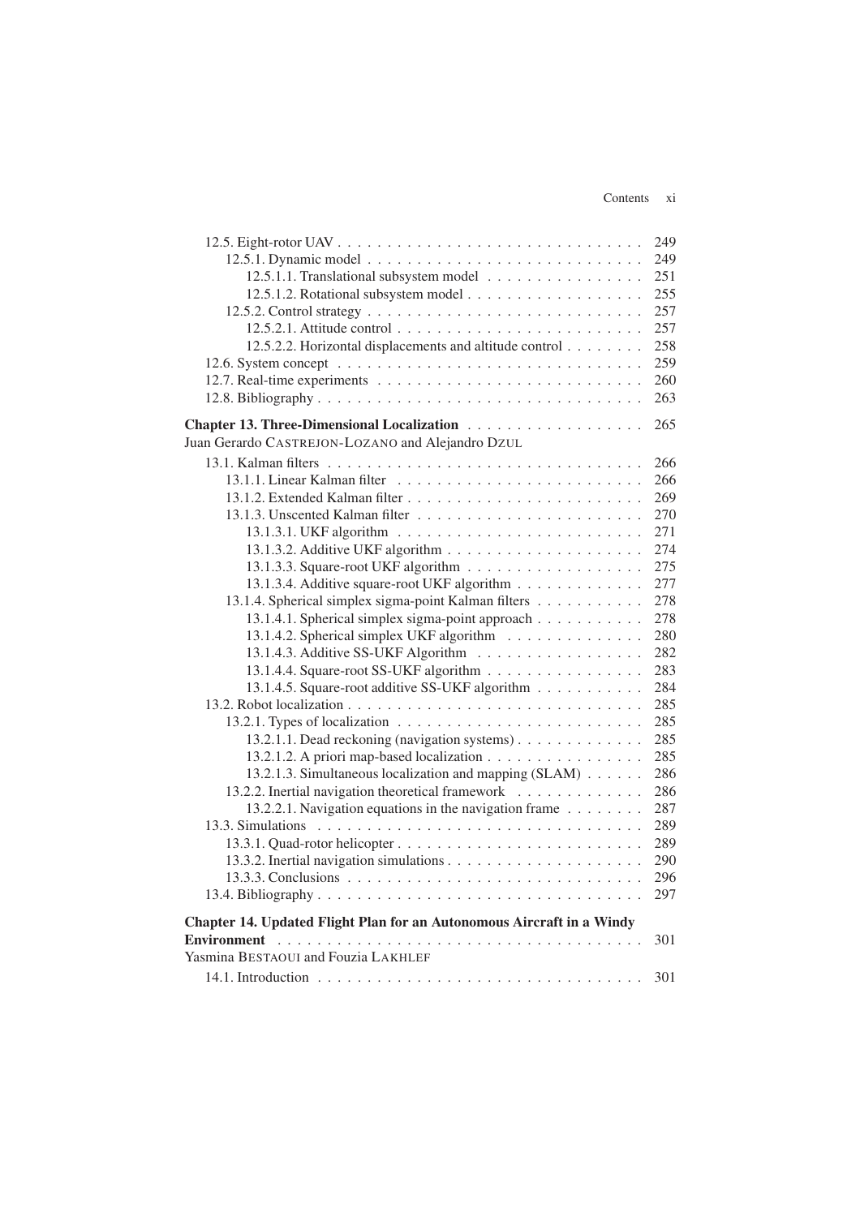12.5. Eight-rotor UAV . . . . . . . . . . . . . . . . . . . . . . . . . . . . . . . 249
12.5.1. Dynamic model . . . . . . . . . . . . . . . . . . . . . . . . . . . . 249
12.5.1.1. Translational subsystem model . . . . . . . . . . . . . . . . 251
12.5.1.2. Rotational subsystem model . . . . . . . . . . . . . . . . . . 255
12.5.2. Control strategy . . . . . . . . . . . . . . . . . . . . . . . . . . . 257
12.5.2.1. Attitude control . . . . . . . . . . . . . . . . . . . . . . . . 257
12.5.2.2. Horizontal displacements and altitude control . . . . . . . . 258
12.6. System concept . . . . . . . . . . . . . . . . . . . . . . . . . . . . . . 259
12.7. Real-time experiments . . . . . . . . . . . . . . . . . . . . . . . . . . 260
12.8. Bibliography . . . . . . . . . . . . . . . . . . . . . . . . . . . . . . . 263

**Chapter 13. Three-Dimensional Localization** . . . . . . . . . . . . . . . . . . 265
Juan Gerardo CASTREJON-LOZANO and Alejandro DZUL

13.1. Kalman filters . . . . . . . . . . . . . . . . . . . . . . . . . . . . . . . 266
13.1.1. Linear Kalman filter . . . . . . . . . . . . . . . . . . . . . . . . . 266
13.1.2. Extended Kalman filter . . . . . . . . . . . . . . . . . . . . . . . . 269
13.1.3. Unscented Kalman filter . . . . . . . . . . . . . . . . . . . . . . . 270
13.1.3.1. UKF algorithm . . . . . . . . . . . . . . . . . . . . . . . . . 271
13.1.3.2. Additive UKF algorithm . . . . . . . . . . . . . . . . . . . . 274
13.1.3.3. Square-root UKF algorithm . . . . . . . . . . . . . . . . . . 275
13.1.3.4. Additive square-root UKF algorithm . . . . . . . . . . . . . 277
13.1.4. Spherical simplex sigma-point Kalman filters . . . . . . . . . . . 278
13.1.4.1. Spherical simplex sigma-point approach . . . . . . . . . . . 278
13.1.4.2. Spherical simplex UKF algorithm . . . . . . . . . . . . . . 280
13.1.4.3. Additive SS-UKF Algorithm . . . . . . . . . . . . . . . . . 282
13.1.4.4. Square-root SS-UKF algorithm . . . . . . . . . . . . . . . . 283
13.1.4.5. Square-root additive SS-UKF algorithm . . . . . . . . . . . 284
13.2. Robot localization . . . . . . . . . . . . . . . . . . . . . . . . . . . . . 285
13.2.1. Types of localization . . . . . . . . . . . . . . . . . . . . . . . . . 285
13.2.1.1. Dead reckoning (navigation systems) . . . . . . . . . . . . . 285
13.2.1.2. A priori map-based localization . . . . . . . . . . . . . . . . 285
13.2.1.3. Simultaneous localization and mapping (SLAM) . . . . . . 286
13.2.2. Inertial navigation theoretical framework . . . . . . . . . . . . . 286
13.2.2.1. Navigation equations in the navigation frame . . . . . . . . 287
13.3. Simulations . . . . . . . . . . . . . . . . . . . . . . . . . . . . . . . . 289
13.3.1. Quad-rotor helicopter . . . . . . . . . . . . . . . . . . . . . . . . . 289
13.3.2. Inertial navigation simulations . . . . . . . . . . . . . . . . . . . . 290
13.3.3. Conclusions . . . . . . . . . . . . . . . . . . . . . . . . . . . . . . 296
13.4. Bibliography . . . . . . . . . . . . . . . . . . . . . . . . . . . . . . . 297

**Chapter 14. Updated Flight Plan for an Autonomous Aircraft in a Windy Environment** . . . . . . . . . . . . . . . . . . . . . . . . . . . . . . . . . . . . 301
Yasmina BESTAOUI and Fouzia LAKHLEF

14.1. Introduction . . . . . . . . . . . . . . . . . . . . . . . . . . . . . . . . 301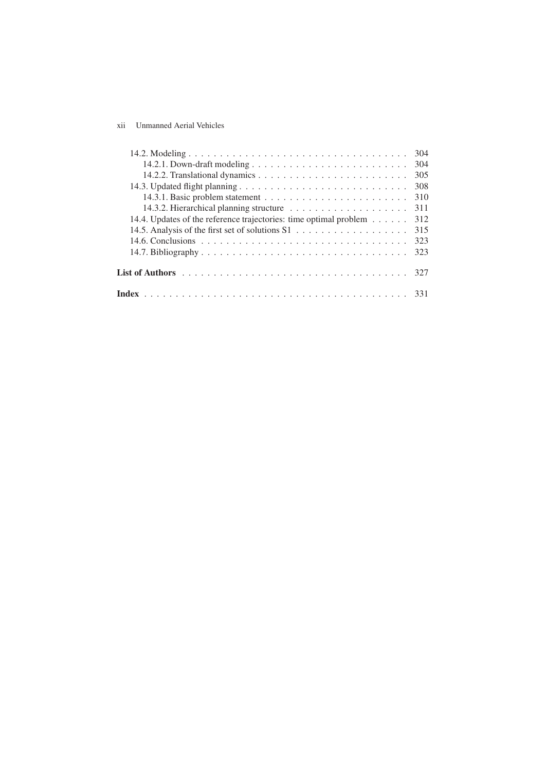14.2. Modeling . . . . . . . . . . . . . . . . . . . . . . . . . . . . . . . . . . . . 304
    14.2.1. Down-draft modeling . . . . . . . . . . . . . . . . . . . . . . . . . . 304
    14.2.2. Translational dynamics . . . . . . . . . . . . . . . . . . . . . . . . . 305
14.3. Updated flight planning . . . . . . . . . . . . . . . . . . . . . . . . . . . . 308
    14.3.1. Basic problem statement . . . . . . . . . . . . . . . . . . . . . . . . 310
    14.3.2. Hierarchical planning structure . . . . . . . . . . . . . . . . . . . . 311
14.4. Updates of the reference trajectories: time optimal problem . . . . . . 312
14.5. Analysis of the first set of solutions S1 . . . . . . . . . . . . . . . . . . 315
14.6. Conclusions . . . . . . . . . . . . . . . . . . . . . . . . . . . . . . . . . . 323
14.7. Bibliography . . . . . . . . . . . . . . . . . . . . . . . . . . . . . . . . . . 323

**List of Authors** . . . . . . . . . . . . . . . . . . . . . . . . . . . . . . . . . . . 327

**Index** . . . . . . . . . . . . . . . . . . . . . . . . . . . . . . . . . . . . . . . . . 331